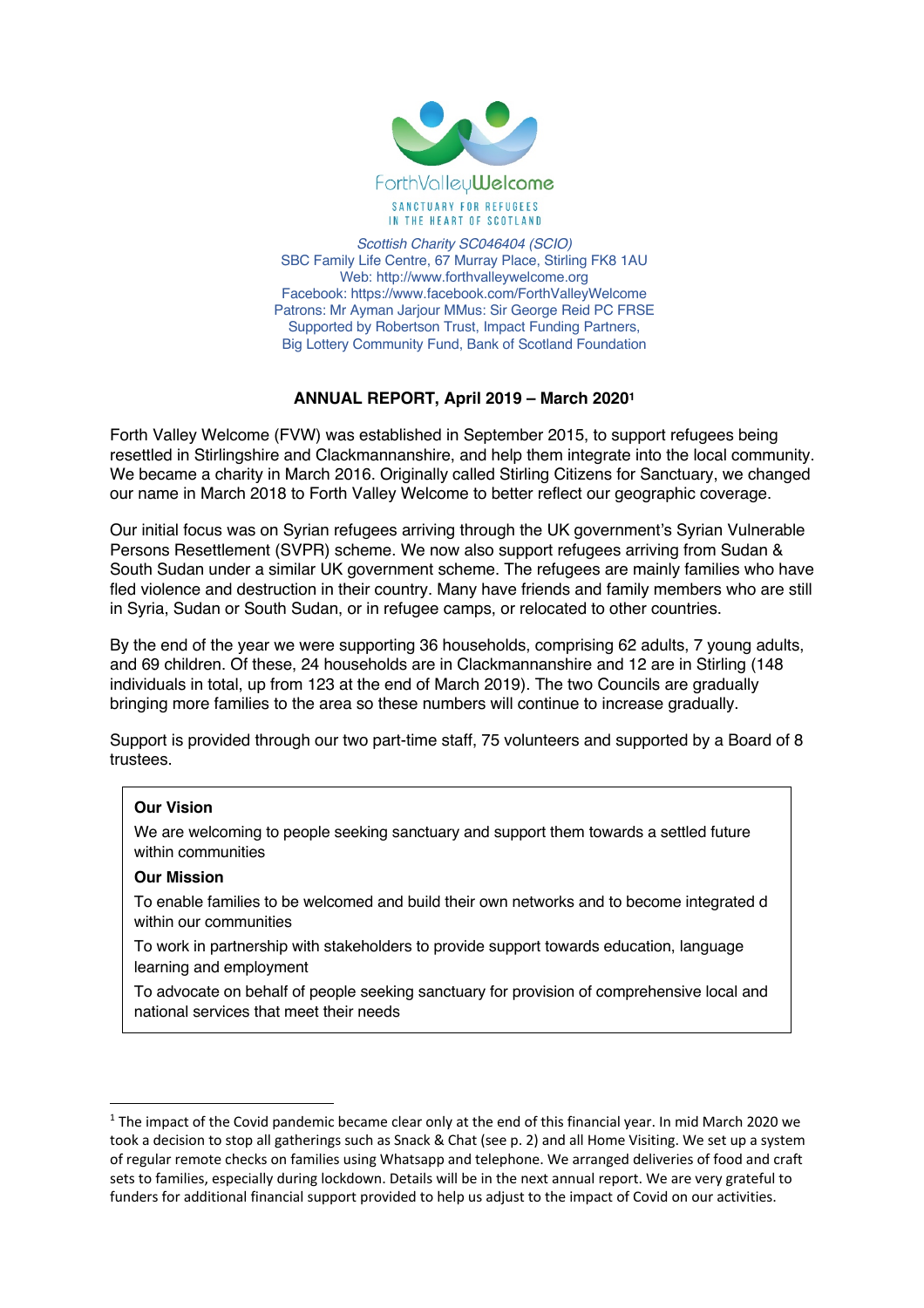ForthValleyWelcome

SANCTUARY FOR REFUGEES
IN THE HEART OF SCOTLAND

*Scottish Charity SC046404 (SCIO)*
SBC Family Life Centre, 67 Murray Place, Stirling FK8 1AU
Web: http://www.forthvalleywelcome.org
Facebook: https://www.facebook.com/ForthValleyWelcome
Patrons: Mr Ayman Jarjour MMus: Sir George Reid PC FRSE
Supported by Robertson Trust, Impact Funding Partners,
Big Lottery Community Fund, Bank of Scotland Foundation

## ANNUAL REPORT, April 2019 – March 2020[1]

Forth Valley Welcome (FVW) was established in September 2015, to support refugees being resettled in Stirlingshire and Clackmannanshire, and help them integrate into the local community. We became a charity in March 2016. Originally called Stirling Citizens for Sanctuary, we changed our name in March 2018 to Forth Valley Welcome to better reflect our geographic coverage.

Our initial focus was on Syrian refugees arriving through the UK government's Syrian Vulnerable Persons Resettlement (SVPR) scheme. We now also support refugees arriving from Sudan & South Sudan under a similar UK government scheme. The refugees are mainly families who have fled violence and destruction in their country. Many have friends and family members who are still in Syria, Sudan or South Sudan, or in refugee camps, or relocated to other countries.

By the end of the year we were supporting 36 households, comprising 62 adults, 7 young adults, and 69 children. Of these, 24 households are in Clackmannanshire and 12 are in Stirling (148 individuals in total, up from 123 at the end of March 2019). The two Councils are gradually bringing more families to the area so these numbers will continue to increase gradually.

Support is provided through our two part-time staff, 75 volunteers and supported by a Board of 8 trustees.

**Our Vision**

We are welcoming to people seeking sanctuary and support them towards a settled future within communities

**Our Mission**

To enable families to be welcomed and build their own networks and to become integrated d within our communities

To work in partnership with stakeholders to provide support towards education, language learning and employment

To advocate on behalf of people seeking sanctuary for provision of comprehensive local and national services that meet their needs

---

[1] The impact of the Covid pandemic became clear only at the end of this financial year. In mid March 2020 we took a decision to stop all gatherings such as Snack & Chat (see p. 2) and all Home Visiting. We set up a system of regular remote checks on families using Whatsapp and telephone. We arranged deliveries of food and craft sets to families, especially during lockdown. Details will be in the next annual report. We are very grateful to funders for additional financial support provided to help us adjust to the impact of Covid on our activities.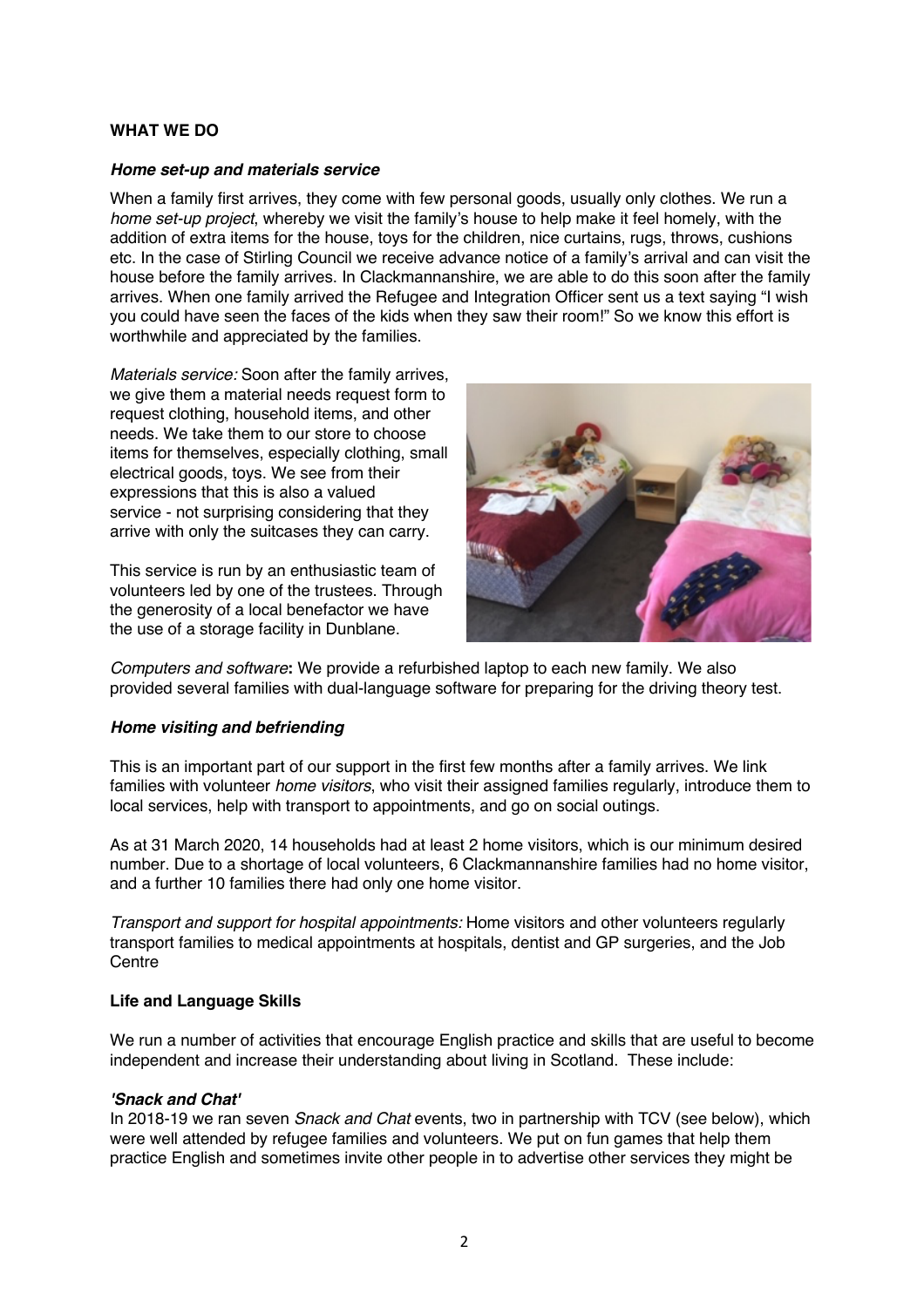## WHAT WE DO

### *Home set-up and materials service*

When a family first arrives, they come with few personal goods, usually only clothes. We run a *home set-up project*, whereby we visit the family's house to help make it feel homely, with the addition of extra items for the house, toys for the children, nice curtains, rugs, throws, cushions etc. In the case of Stirling Council we receive advance notice of a family's arrival and can visit the house before the family arrives. In Clackmannanshire, we are able to do this soon after the family arrives. When one family arrived the Refugee and Integration Officer sent us a text saying "I wish you could have seen the faces of the kids when they saw their room!" So we know this effort is worthwhile and appreciated by the families.

*Materials service:* Soon after the family arrives, we give them a material needs request form to request clothing, household items, and other needs. We take them to our store to choose items for themselves, especially clothing, small electrical goods, toys. We see from their expressions that this is also a valued service - not surprising considering that they arrive with only the suitcases they can carry.

This service is run by an enthusiastic team of volunteers led by one of the trustees. Through the generosity of a local benefactor we have the use of a storage facility in Dunblane.

*Computers and software***:** We provide a refurbished laptop to each new family. We also provided several families with dual-language software for preparing for the driving theory test.

### *Home visiting and befriending*

This is an important part of our support in the first few months after a family arrives. We link families with volunteer *home visitors*, who visit their assigned families regularly, introduce them to local services, help with transport to appointments, and go on social outings.

As at 31 March 2020, 14 households had at least 2 home visitors, which is our minimum desired number. Due to a shortage of local volunteers, 6 Clackmannanshire families had no home visitor, and a further 10 families there had only one home visitor.

*Transport and support for hospital appointments:* Home visitors and other volunteers regularly transport families to medical appointments at hospitals, dentist and GP surgeries, and the Job Centre

### Life and Language Skills

We run a number of activities that encourage English practice and skills that are useful to become independent and increase their understanding about living in Scotland. These include:

#### *'Snack and Chat'*

In 2018-19 we ran seven *Snack and Chat* events, two in partnership with TCV (see below), which were well attended by refugee families and volunteers. We put on fun games that help them practice English and sometimes invite other people in to advertise other services they might be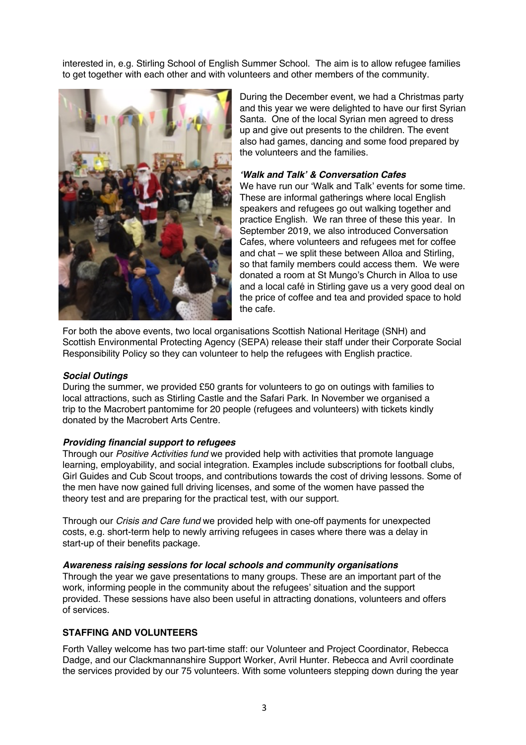interested in, e.g. Stirling School of English Summer School. The aim is to allow refugee families to get together with each other and with volunteers and other members of the community.

During the December event, we had a Christmas party and this year we were delighted to have our first Syrian Santa. One of the local Syrian men agreed to dress up and give out presents to the children. The event also had games, dancing and some food prepared by the volunteers and the families.

***'Walk and Talk' & Conversation Cafes***

We have run our 'Walk and Talk' events for some time. These are informal gatherings where local English speakers and refugees go out walking together and practice English. We ran three of these this year. In September 2019, we also introduced Conversation Cafes, where volunteers and refugees met for coffee and chat – we split these between Alloa and Stirling, so that family members could access them. We were donated a room at St Mungo's Church in Alloa to use and a local café in Stirling gave us a very good deal on the price of coffee and tea and provided space to hold the cafe.

For both the above events, two local organisations Scottish National Heritage (SNH) and Scottish Environmental Protecting Agency (SEPA) release their staff under their Corporate Social Responsibility Policy so they can volunteer to help the refugees with English practice.

***Social Outings***

During the summer, we provided £50 grants for volunteers to go on outings with families to local attractions, such as Stirling Castle and the Safari Park. In November we organised a trip to the Macrobert pantomime for 20 people (refugees and volunteers) with tickets kindly donated by the Macrobert Arts Centre.

***Providing financial support to refugees***

Through our *Positive Activities fund* we provided help with activities that promote language learning, employability, and social integration. Examples include subscriptions for football clubs, Girl Guides and Cub Scout troops, and contributions towards the cost of driving lessons. Some of the men have now gained full driving licenses, and some of the women have passed the theory test and are preparing for the practical test, with our support.

Through our *Crisis and Care fund* we provided help with one-off payments for unexpected costs, e.g. short-term help to newly arriving refugees in cases where there was a delay in start-up of their benefits package.

***Awareness raising sessions for local schools and community organisations***

Through the year we gave presentations to many groups. These are an important part of the work, informing people in the community about the refugees' situation and the support provided. These sessions have also been useful in attracting donations, volunteers and offers of services.

## STAFFING AND VOLUNTEERS

Forth Valley welcome has two part-time staff: our Volunteer and Project Coordinator, Rebecca Dadge, and our Clackmannanshire Support Worker, Avril Hunter. Rebecca and Avril coordinate the services provided by our 75 volunteers. With some volunteers stepping down during the year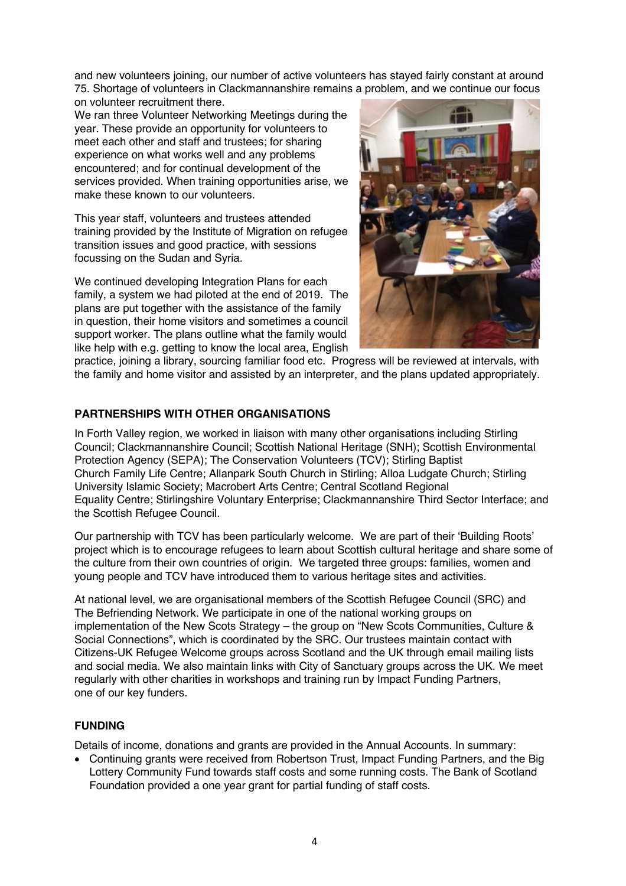and new volunteers joining, our number of active volunteers has stayed fairly constant at around 75. Shortage of volunteers in Clackmannanshire remains a problem, and we continue our focus on volunteer recruitment there.

We ran three Volunteer Networking Meetings during the year. These provide an opportunity for volunteers to meet each other and staff and trustees; for sharing experience on what works well and any problems encountered; and for continual development of the services provided. When training opportunities arise, we make these known to our volunteers.

This year staff, volunteers and trustees attended training provided by the Institute of Migration on refugee transition issues and good practice, with sessions focussing on the Sudan and Syria.

We continued developing Integration Plans for each family, a system we had piloted at the end of 2019. The plans are put together with the assistance of the family in question, their home visitors and sometimes a council support worker. The plans outline what the family would like help with e.g. getting to know the local area, English practice, joining a library, sourcing familiar food etc. Progress will be reviewed at intervals, with the family and home visitor and assisted by an interpreter, and the plans updated appropriately.

## PARTNERSHIPS WITH OTHER ORGANISATIONS

In Forth Valley region, we worked in liaison with many other organisations including Stirling Council; Clackmannanshire Council; Scottish National Heritage (SNH); Scottish Environmental Protection Agency (SEPA); The Conservation Volunteers (TCV); Stirling Baptist Church Family Life Centre; Allanpark South Church in Stirling; Alloa Ludgate Church; Stirling University Islamic Society; Macrobert Arts Centre; Central Scotland Regional Equality Centre; Stirlingshire Voluntary Enterprise; Clackmannanshire Third Sector Interface; and the Scottish Refugee Council.

Our partnership with TCV has been particularly welcome. We are part of their 'Building Roots' project which is to encourage refugees to learn about Scottish cultural heritage and share some of the culture from their own countries of origin. We targeted three groups: families, women and young people and TCV have introduced them to various heritage sites and activities.

At national level, we are organisational members of the Scottish Refugee Council (SRC) and The Befriending Network. We participate in one of the national working groups on implementation of the New Scots Strategy – the group on "New Scots Communities, Culture & Social Connections", which is coordinated by the SRC. Our trustees maintain contact with Citizens-UK Refugee Welcome groups across Scotland and the UK through email mailing lists and social media. We also maintain links with City of Sanctuary groups across the UK. We meet regularly with other charities in workshops and training run by Impact Funding Partners, one of our key funders.

## FUNDING

Details of income, donations and grants are provided in the Annual Accounts. In summary:

- Continuing grants were received from Robertson Trust, Impact Funding Partners, and the Big Lottery Community Fund towards staff costs and some running costs. The Bank of Scotland Foundation provided a one year grant for partial funding of staff costs.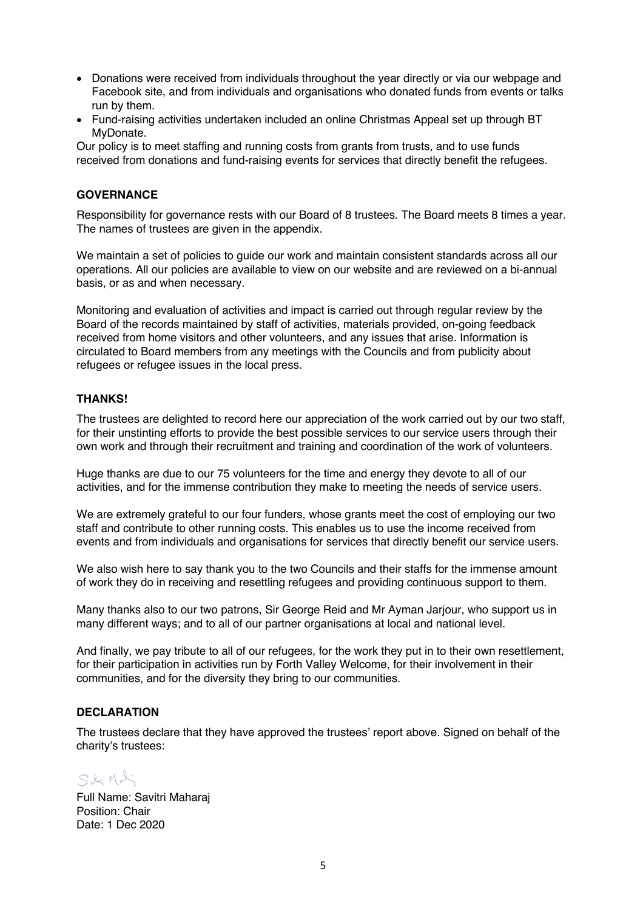- Donations were received from individuals throughout the year directly or via our webpage and Facebook site, and from individuals and organisations who donated funds from events or talks run by them.
- Fund-raising activities undertaken included an online Christmas Appeal set up through BT MyDonate.

Our policy is to meet staffing and running costs from grants from trusts, and to use funds received from donations and fund-raising events for services that directly benefit the refugees.

## GOVERNANCE

Responsibility for governance rests with our Board of 8 trustees. The Board meets 8 times a year. The names of trustees are given in the appendix.

We maintain a set of policies to guide our work and maintain consistent standards across all our operations. All our policies are available to view on our website and are reviewed on a bi-annual basis, or as and when necessary.

Monitoring and evaluation of activities and impact is carried out through regular review by the Board of the records maintained by staff of activities, materials provided, on-going feedback received from home visitors and other volunteers, and any issues that arise. Information is circulated to Board members from any meetings with the Councils and from publicity about refugees or refugee issues in the local press.

## THANKS!

The trustees are delighted to record here our appreciation of the work carried out by our two staff, for their unstinting efforts to provide the best possible services to our service users through their own work and through their recruitment and training and coordination of the work of volunteers.

Huge thanks are due to our 75 volunteers for the time and energy they devote to all of our activities, and for the immense contribution they make to meeting the needs of service users.

We are extremely grateful to our four funders, whose grants meet the cost of employing our two staff and contribute to other running costs. This enables us to use the income received from events and from individuals and organisations for services that directly benefit our service users.

We also wish here to say thank you to the two Councils and their staffs for the immense amount of work they do in receiving and resettling refugees and providing continuous support to them.

Many thanks also to our two patrons, Sir George Reid and Mr Ayman Jarjour, who support us in many different ways; and to all of our partner organisations at local and national level.

And finally, we pay tribute to all of our refugees, for the work they put in to their own resettlement, for their participation in activities run by Forth Valley Welcome, for their involvement in their communities, and for the diversity they bring to our communities.

## DECLARATION

The trustees declare that they have approved the trustees' report above. Signed on behalf of the charity's trustees:

Full Name: Savitri Maharaj
Position: Chair
Date: 1 Dec 2020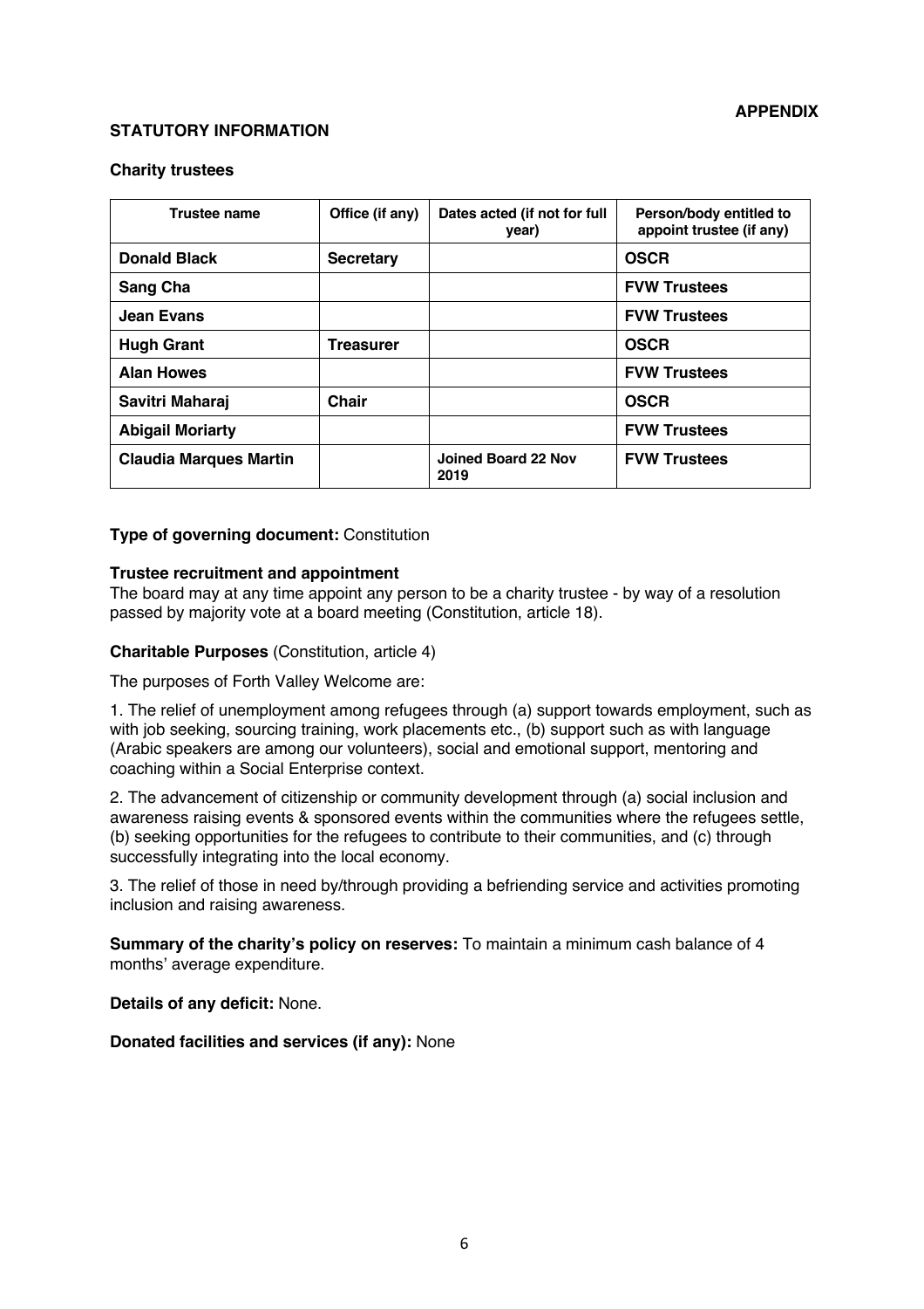**APPENDIX**

## STATUTORY INFORMATION

### Charity trustees

| Trustee name | Office (if any) | Dates acted (if not for full year) | Person/body entitled to appoint trustee (if any) |
|---|---|---|---|
| **Donald Black** | **Secretary** | | **OSCR** |
| **Sang Cha** | | | **FVW Trustees** |
| **Jean Evans** | | | **FVW Trustees** |
| **Hugh Grant** | **Treasurer** | | **OSCR** |
| **Alan Howes** | | | **FVW Trustees** |
| **Savitri Maharaj** | **Chair** | | **OSCR** |
| **Abigail Moriarty** | | | **FVW Trustees** |
| **Claudia Marques Martin** | | **Joined Board 22 Nov 2019** | **FVW Trustees** |

**Type of governing document:** Constitution

**Trustee recruitment and appointment**
The board may at any time appoint any person to be a charity trustee - by way of a resolution passed by majority vote at a board meeting (Constitution, article 18).

**Charitable Purposes** (Constitution, article 4)

The purposes of Forth Valley Welcome are:

1. The relief of unemployment among refugees through (a) support towards employment, such as with job seeking, sourcing training, work placements etc., (b) support such as with language (Arabic speakers are among our volunteers), social and emotional support, mentoring and coaching within a Social Enterprise context.

2. The advancement of citizenship or community development through (a) social inclusion and awareness raising events & sponsored events within the communities where the refugees settle, (b) seeking opportunities for the refugees to contribute to their communities, and (c) through successfully integrating into the local economy.

3. The relief of those in need by/through providing a befriending service and activities promoting inclusion and raising awareness.

**Summary of the charity's policy on reserves:** To maintain a minimum cash balance of 4 months' average expenditure.

**Details of any deficit:** None.

**Donated facilities and services (if any):** None